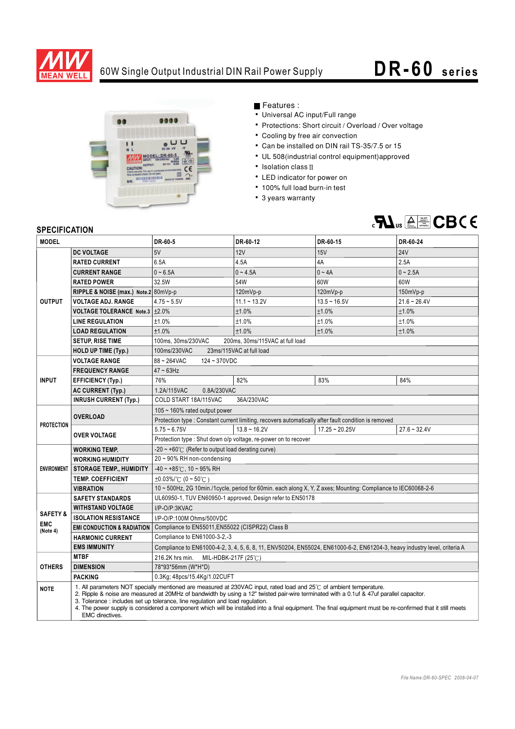MEAN WELL

# 60W Single Output Industrial DIN Rail Power Supply

# DR-60 series

■ Features :

- Universal AC input/Full range
- Protections: Short circuit / Overload / Over voltage
- Cooling by free air convection
- Can be installed on DIN rail TS-35/7.5 or 15
- UL 508(industrial control equipment)approved
- Isolation class II
- LED indicator for power on
- 100% full load burn-in test
- 3 years warranty

## SPECIFICATION

| MODEL | | DR-60-5 | DR-60-12 | DR-60-15 | DR-60-24 |
|---|---|---|---|---|---|
| OUTPUT | DC VOLTAGE | 5V | 12V | 15V | 24V |
| | RATED CURRENT | 6.5A | 4.5A | 4A | 2.5A |
| | CURRENT RANGE | 0 ~ 6.5A | 0 ~ 4.5A | 0 ~ 4A | 0 ~ 2.5A |
| | RATED POWER | 32.5W | 54W | 60W | 60W |
| | RIPPLE & NOISE (max.) Note.2 | 80mVp-p | 120mVp-p | 120mVp-p | 150mVp-p |
| | VOLTAGE ADJ. RANGE | 4.75 ~ 5.5V | 11.1 ~ 13.2V | 13.5 ~ 16.5V | 21.6 ~ 26.4V |
| | VOLTAGE TOLERANCE Note.3 | ±2.0% | ±1.0% | ±1.0% | ±1.0% |
| | LINE REGULATION | ±1.0% | ±1.0% | ±1.0% | ±1.0% |
| | LOAD REGULATION | ±1.0% | ±1.0% | ±1.0% | ±1.0% |
| | SETUP, RISE TIME | 100ms, 30ms/230VAC 200ms, 30ms/115VAC at full load | | | |
| | HOLD UP TIME (Typ.) | 100ms/230VAC 23ms/115VAC at full load | | | |
| INPUT | VOLTAGE RANGE | 88 ~ 264VAC 124 ~ 370VDC | | | |
| | FREQUENCY RANGE | 47 ~ 63Hz | | | |
| | EFFICIENCY (Typ.) | 76% | 82% | 83% | 84% |
| | AC CURRENT (Typ.) | 1.2A/115VAC 0.8A/230VAC | | | |
| | INRUSH CURRENT (Typ.) | COLD START 18A/115VAC 36A/230VAC | | | |
| PROTECTION | OVERLOAD | 105 ~ 160% rated output power | | | |
| | | Protection type : Constant current limiting, recovers automatically after fault condition is removed | | | |
| | OVER VOLTAGE | 5.75 ~ 6.75V | 13.8 ~ 16.2V | 17.25 ~ 20.25V | 27.6 ~ 32.4V |
| | | Protection type : Shut down o/p voltage, re-power on to recover | | | |
| ENVIRONMENT | WORKING TEMP. | -20 ~ +60℃ (Refer to output load derating curve) | | | |
| | WORKING HUMIDITY | 20 ~ 90% RH non-condensing | | | |
| | STORAGE TEMP., HUMIDITY | -40 ~ +85℃, 10 ~ 95% RH | | | |
| | TEMP. COEFFICIENT | ±0.03%/℃ (0 ~ 50℃) | | | |
| | VIBRATION | 10 ~ 500Hz, 2G 10min./1cycle, period for 60min. each along X, Y, Z axes; Mounting: Compliance to IEC60068-2-6 | | | |
| SAFETY & EMC (Note 4) | SAFETY STANDARDS | UL60950-1, TUV EN60950-1 approved, Design refer to EN50178 | | | |
| | WITHSTAND VOLTAGE | I/P-O/P:3KVAC | | | |
| | ISOLATION RESISTANCE | I/P-O/P:100M Ohms/500VDC | | | |
| | EMI CONDUCTION & RADIATION | Compliance to EN55011,EN55022 (CISPR22) Class B | | | |
| | HARMONIC CURRENT | Compliance to EN61000-3-2,-3 | | | |
| | EMS IMMUNITY | Compliance to EN61000-4-2, 3, 4, 5, 6, 8, 11, ENV50204, EN55024, EN61000-6-2, EN61204-3, heavy industry level, criteria A | | | |
| OTHERS | MTBF | 216.2K hrs min. MIL-HDBK-217F (25℃) | | | |
| | DIMENSION | 78\*93\*56mm (W\*H\*D) | | | |
| | PACKING | 0.3Kg; 48pcs/15.4Kg/1.02CUFT | | | |
| NOTE | 1. All parameters NOT specially mentioned are measured at 230VAC input, rated load and 25℃ of ambient temperature.<br>2. Ripple & noise are measured at 20MHz of bandwidth by using a 12" twisted pair-wire terminated with a 0.1uf & 47uf parallel capacitor.<br>3. Tolerance : includes set up tolerance, line regulation and load regulation.<br>4. The power supply is considered a component which will be installed into a final equipment. The final equipment must be re-confirmed that it still meets EMC directives. | | | | |

File Name:DR-60-SPEC 2008-04-07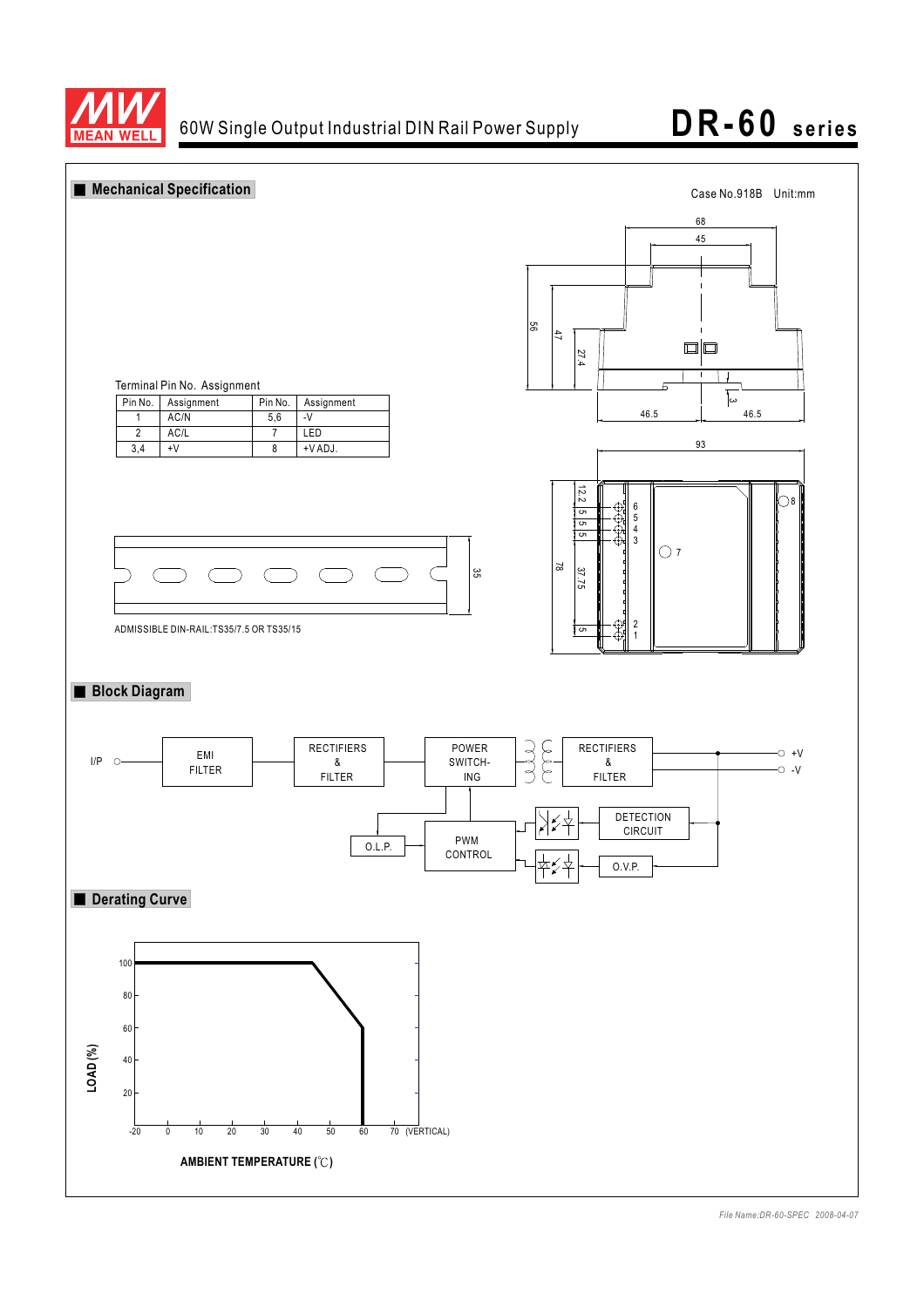# 60W Single Output Industrial DIN Rail Power Supply

# DR-60 series

## Mechanical Specification

Case No.918B Unit:mm

68
45
56
47
27.4
3
46.5
46.5
93
12.2
5
5
5
78
37.75
5
6
5
4
3
2
1
7
8

Terminal Pin No. Assignment

| Pin No. | Assignment | Pin No. | Assignment |
|---|---|---|---|
| 1 | AC/N | 5,6 | -V |
| 2 | AC/L | 7 | LED |
| 3,4 | +V | 8 | +V ADJ. |

35

ADMISSIBLE DIN-RAIL:TS35/7.5 OR TS35/15

## Block Diagram

I/P
EMI FILTER
RECTIFIERS & FILTER
POWER SWITCHING
RECTIFIERS & FILTER
+V
-V
DETECTION CIRCUIT
O.L.P.
PWM CONTROL
O.V.P.

## Derating Curve

LOAD (%)
100
80
60
40
20
-20 0 10 20 30 40 50 60 70 (VERTICAL)
AMBIENT TEMPERATURE (℃)

*File Name:DR-60-SPEC 2008-04-07*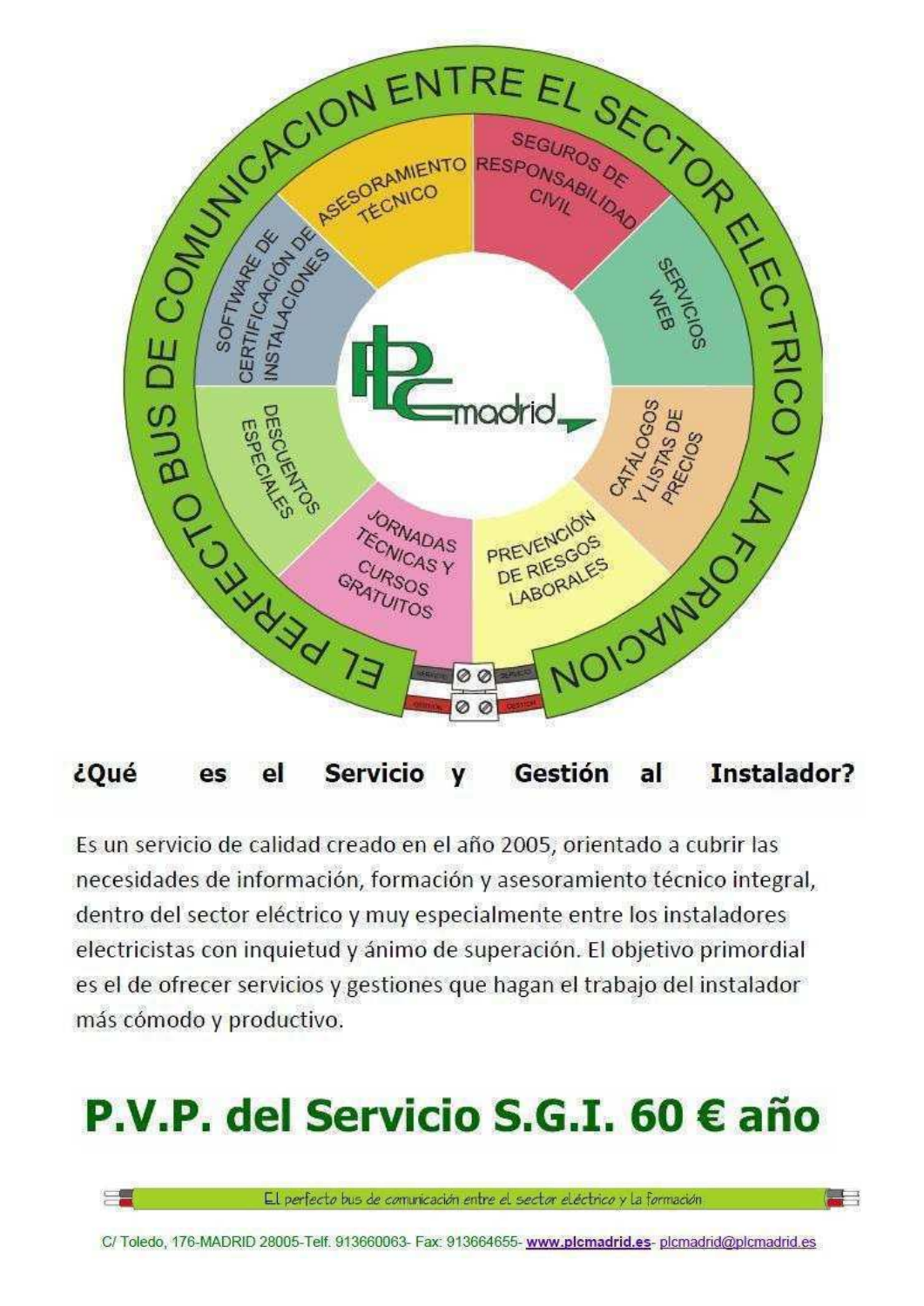EL PERFECTO BUS DE COMUNICACION ENTRE EL SECTOR ELECTRICO Y LA FORMACION

ASESORAMIENTO TÉCNICO

SEGUROS DE RESPONSABILIDAD CIVIL

SERVICIOS WEB

CATÁLOGOS Y LISTAS DE PRECIOS

PREVENCIÓN DE RIESGOS LABORALES

JORNADAS TÉCNICAS Y CURSOS GRATUITOS

DESCUENTOS ESPECIALES

SOFTWARE DE CERTIFICACIÓN DE INSTALACIONES

PLC madrid

## ¿Qué es el Servicio y Gestión al Instalador?

Es un servicio de calidad creado en el año 2005, orientado a cubrir las necesidades de información, formación y asesoramiento técnico integral, dentro del sector eléctrico y muy especialmente entre los instaladores electricistas con inquietud y ánimo de superación. El objetivo primordial es el de ofrecer servicios y gestiones que hagan el trabajo del instalador más cómodo y productivo.

# P.V.P. del Servicio S.G.I. 60 € año

*El perfecto bus de comunicación entre el sector eléctrico y la formación*

C/ Toledo, 176-MADRID 28005-Telf. 913660063- Fax: 913664655- www.plcmadrid.es- plcmadrid@plcmadrid.es